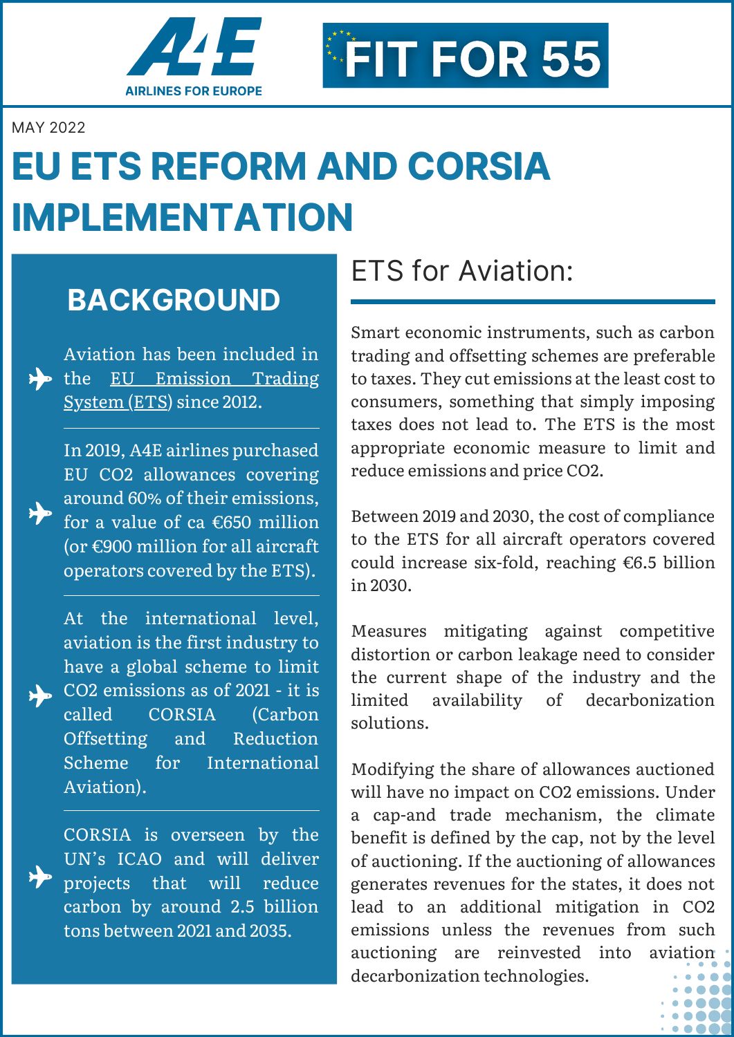A4E
AIRLINES FOR EUROPE

FIT FOR 55

MAY 2022

# EU ETS REFORM AND CORSIA IMPLEMENTATION

## BACKGROUND

- Aviation has been included in the EU Emission Trading System (ETS) since 2012.
- In 2019, A4E airlines purchased EU CO2 allowances covering around 60% of their emissions, for a value of ca €650 million (or €900 million for all aircraft operators covered by the ETS).
- At the international level, aviation is the first industry to have a global scheme to limit CO2 emissions as of 2021 - it is called CORSIA (Carbon Offsetting and Reduction Scheme for International Aviation).
- CORSIA is overseen by the UN's ICAO and will deliver projects that will reduce carbon by around 2.5 billion tons between 2021 and 2035.

## ETS for Aviation:

Smart economic instruments, such as carbon trading and offsetting schemes are preferable to taxes. They cut emissions at the least cost to consumers, something that simply imposing taxes does not lead to. The ETS is the most appropriate economic measure to limit and reduce emissions and price CO2.

Between 2019 and 2030, the cost of compliance to the ETS for all aircraft operators covered could increase six-fold, reaching €6.5 billion in 2030.

Measures mitigating against competitive distortion or carbon leakage need to consider the current shape of the industry and the limited availability of decarbonization solutions.

Modifying the share of allowances auctioned will have no impact on CO2 emissions. Under a cap-and trade mechanism, the climate benefit is defined by the cap, not by the level of auctioning. If the auctioning of allowances generates revenues for the states, it does not lead to an additional mitigation in CO2 emissions unless the revenues from such auctioning are reinvested into aviation decarbonization technologies.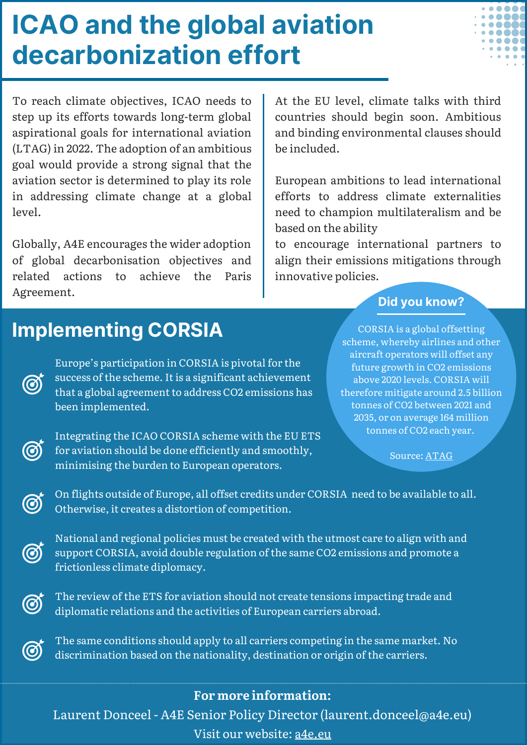# ICAO and the global aviation decarbonization effort

To reach climate objectives, ICAO needs to step up its efforts towards long-term global aspirational goals for international aviation (LTAG) in 2022. The adoption of an ambitious goal would provide a strong signal that the aviation sector is determined to play its role in addressing climate change at a global level.

Globally, A4E encourages the wider adoption of global decarbonisation objectives and related actions to achieve the Paris Agreement.

At the EU level, climate talks with third countries should begin soon. Ambitious and binding environmental clauses should be included.

European ambitions to lead international efforts to address climate externalities need to champion multilateralism and be based on the ability to encourage international partners to align their emissions mitigations through innovative policies.

## Implementing CORSIA

- Europe's participation in CORSIA is pivotal for the success of the scheme. It is a significant achievement that a global agreement to address $CO_2$ emissions has been implemented.
- Integrating the ICAO CORSIA scheme with the EU ETS for aviation should be done efficiently and smoothly, minimising the burden to European operators.
- On flights outside of Europe, all offset credits under CORSIA need to be available to all. Otherwise, it creates a distortion of competition.
- National and regional policies must be created with the utmost care to align with and support CORSIA, avoid double regulation of the same $CO_2$ emissions and promote a frictionless climate diplomacy.
- The review of the ETS for aviation should not create tensions impacting trade and diplomatic relations and the activities of European carriers abroad.
- The same conditions should apply to all carriers competing in the same market. No discrimination based on the nationality, destination or origin of the carriers.

### Did you know?

CORSIA is a global offsetting scheme, whereby airlines and other aircraft operators will offset any future growth in $CO_2$ emissions above 2020 levels. CORSIA will therefore mitigate around 2.5 billion tonnes of $CO_2$ between 2021 and 2035, or on average 164 million tonnes of $CO_2$ each year.

Source: ATAG

**For more information:**

Laurent Donceel - A4E Senior Policy Director (laurent.donceel@a4e.eu)

Visit our website: a4e.eu